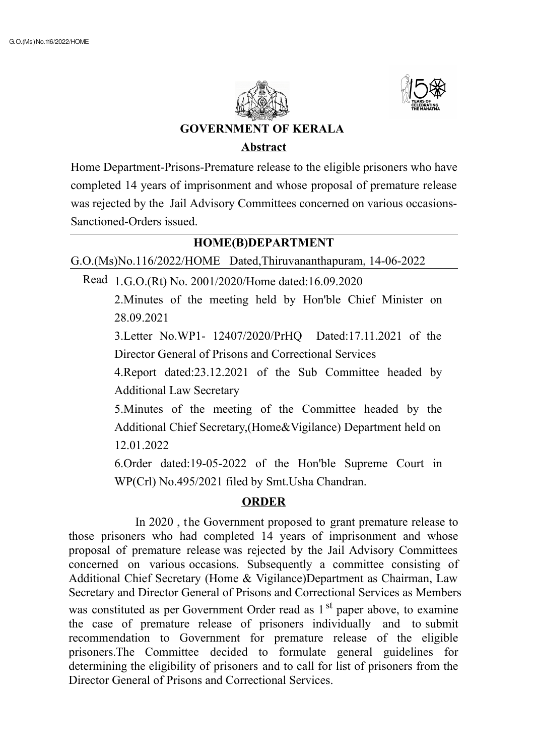# GOVERNMENT OF KERALA

## Abstract

Home Department-Prisons-Premature release to the eligible prisoners who have completed 14 years of imprisonment and whose proposal of premature release was rejected by the Jail Advisory Committees concerned on various occasions-Sanctioned-Orders issued.

## HOME(B)DEPARTMENT

G.O.(Ms)No.116/2022/HOME Dated,Thiruvananthapuram, 14-06-2022

Read 1.G.O.(Rt) No. 2001/2020/Home dated:16.09.2020

2.Minutes of the meeting held by Hon'ble Chief Minister on 28.09.2021

3.Letter No.WP1- 12407/2020/PrHQ Dated:17.11.2021 of the Director General of Prisons and Correctional Services

4.Report dated:23.12.2021 of the Sub Committee headed by Additional Law Secretary

5.Minutes of the meeting of the Committee headed by the Additional Chief Secretary,(Home&Vigilance) Department held on 12.01.2022

6.Order dated:19-05-2022 of the Hon'ble Supreme Court in WP(Crl) No.495/2021 filed by Smt.Usha Chandran.

## ORDER

In 2020 , the Government proposed to grant premature release to those prisoners who had completed 14 years of imprisonment and whose proposal of premature release was rejected by the Jail Advisory Committees concerned on various occasions. Subsequently a committee consisting of Additional Chief Secretary (Home & Vigilance)Department as Chairman, Law Secretary and Director General of Prisons and Correctional Services as Members was constituted as per Government Order read as 1st paper above, to examine the case of premature release of prisoners individually and to submit recommendation to Government for premature release of the eligible prisoners.The Committee decided to formulate general guidelines for determining the eligibility of prisoners and to call for list of prisoners from the Director General of Prisons and Correctional Services.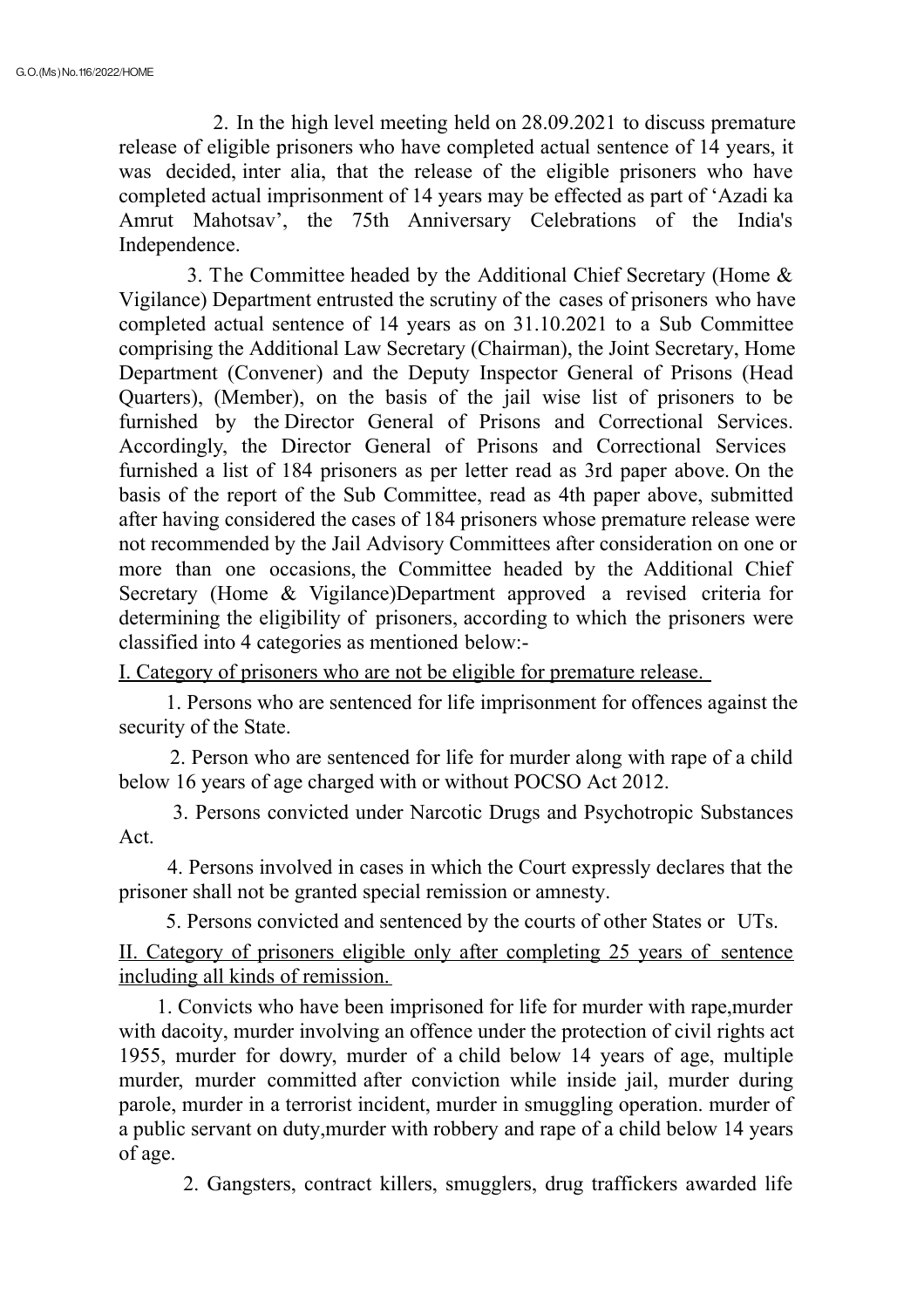2. In the high level meeting held on 28.09.2021 to discuss premature release of eligible prisoners who have completed actual sentence of 14 years, it was decided, inter alia, that the release of the eligible prisoners who have completed actual imprisonment of 14 years may be effected as part of 'Azadi ka Amrut Mahotsav', the 75th Anniversary Celebrations of the India's Independence.

3. The Committee headed by the Additional Chief Secretary (Home & Vigilance) Department entrusted the scrutiny of the cases of prisoners who have completed actual sentence of 14 years as on 31.10.2021 to a Sub Committee comprising the Additional Law Secretaty (Chairman), the Joint Secretary, Home Department (Convener) and the Deputy Inspector General of Prisons (Head Quarters), (Member), on the basis of the jail wise list of prisoners to be furnished by the Director General of Prisons and Correctional Services. Accordingly, the Director General of Prisons and Correctional Services furnished a list of 184 prisoners as per letter read as 3rd paper above. On the basis of the report of the Sub Committee, read as 4th paper above, submitted after having considered the cases of 184 prisoners whose premature release were not recommended by the Jail Advisory Committees after consideration on one or more than one occasions, the Committee headed by the Additional Chief Secretary (Home & Vigilance)Department approved a revised criteria for determining the eligibility of prisoners, according to which the prisoners were classified into 4 categories as mentioned below:-

<u>I. Category of prisoners who are not be eligible for premature release.</u>

1. Persons who are sentenced for life imprisonment for offences against the security of the State.

2. Person who are sentenced for life for murder along with rape of a child below 16 years of age charged with or without POCSO Act 2012.

3. Persons convicted under Narcotic Drugs and Psychotropic Substances Act.

4. Persons involved in cases in which the Court expressly declares that the prisoner shall not be granted special remission or amnesty.

5. Persons convicted and sentenced by the courts of other States or UTs.

<u>II. Category of prisoners eligible only after completing 25 years of sentence including all kinds of remission.</u>

1. Convicts who have been imprisoned for life for murder with rape,murder with dacoity, murder involving an offence under the protection of civil rights act 1955, murder for dowry, murder of a child below 14 years of age, multiple murder, murder committed after conviction while inside jail, murder during parole, murder in a terrorist incident, murder in smuggling operation. murder of a public servant on duty,murder with robbery and rape of a child below 14 years of age.

2. Gangsters, contract killers, smugglers, drug traffickers awarded life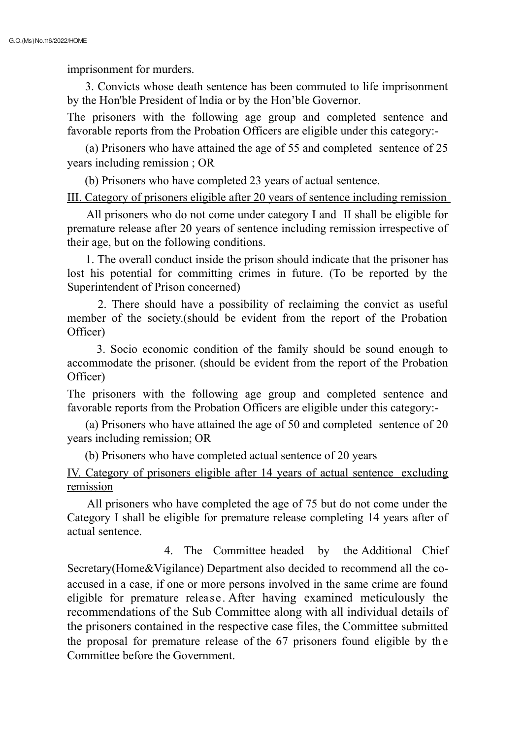imprisonment for murders.

3. Convicts whose death sentence has been commuted to life imprisonment by the Hon'ble President of lndia or by the Hon'ble Governor.

The prisoners with the following age group and completed sentence and favorable reports from the Probation Officers are eligible under this category:-

(a) Prisoners who have attained the age of 55 and completed sentence of 25 years including remission ; OR

(b) Prisoners who have completed 23 years of actual sentence.

<u>III. Category of prisoners eligible after 20 years of sentence including remission</u>

All prisoners who do not come under category I and II shall be eligible for premature release after 20 years of sentence including remission irrespective of their age, but on the following conditions.

1. The overall conduct inside the prison should indicate that the prisoner has lost his potential for committing crimes in future. (To be reported by the Superintendent of Prison concerned)

2. There should have a possibility of reclaiming the convict as useful member of the society.(should be evident from the report of the Probation Officer)

3. Socio economic condition of the family should be sound enough to accommodate the prisoner. (should be evident from the report of the Probation Officer)

The prisoners with the following age group and completed sentence and favorable reports from the Probation Officers are eligible under this category:-

(a) Prisoners who have attained the age of 50 and completed sentence of 20 years including remission; OR

(b) Prisoners who have completed actual sentence of 20 years

<u>IV. Category of prisoners eligible after 14 years of actual sentence excluding remission</u>

All prisoners who have completed the age of 75 but do not come under the Category I shall be eligible for premature release completing 14 years after of actual sentence.

4. The Committee headed by the Additional Chief Secretary(Home&Vigilance) Department also decided to recommend all the co-accused in a case, if one or more persons involved in the same crime are found eligible for premature release. After having examined meticulously the recommendations of the Sub Committee along with all individual details of the prisoners contained in the respective case files, the Committee submitted the proposal for premature release of the 67 prisoners found eligible by the Committee before the Government.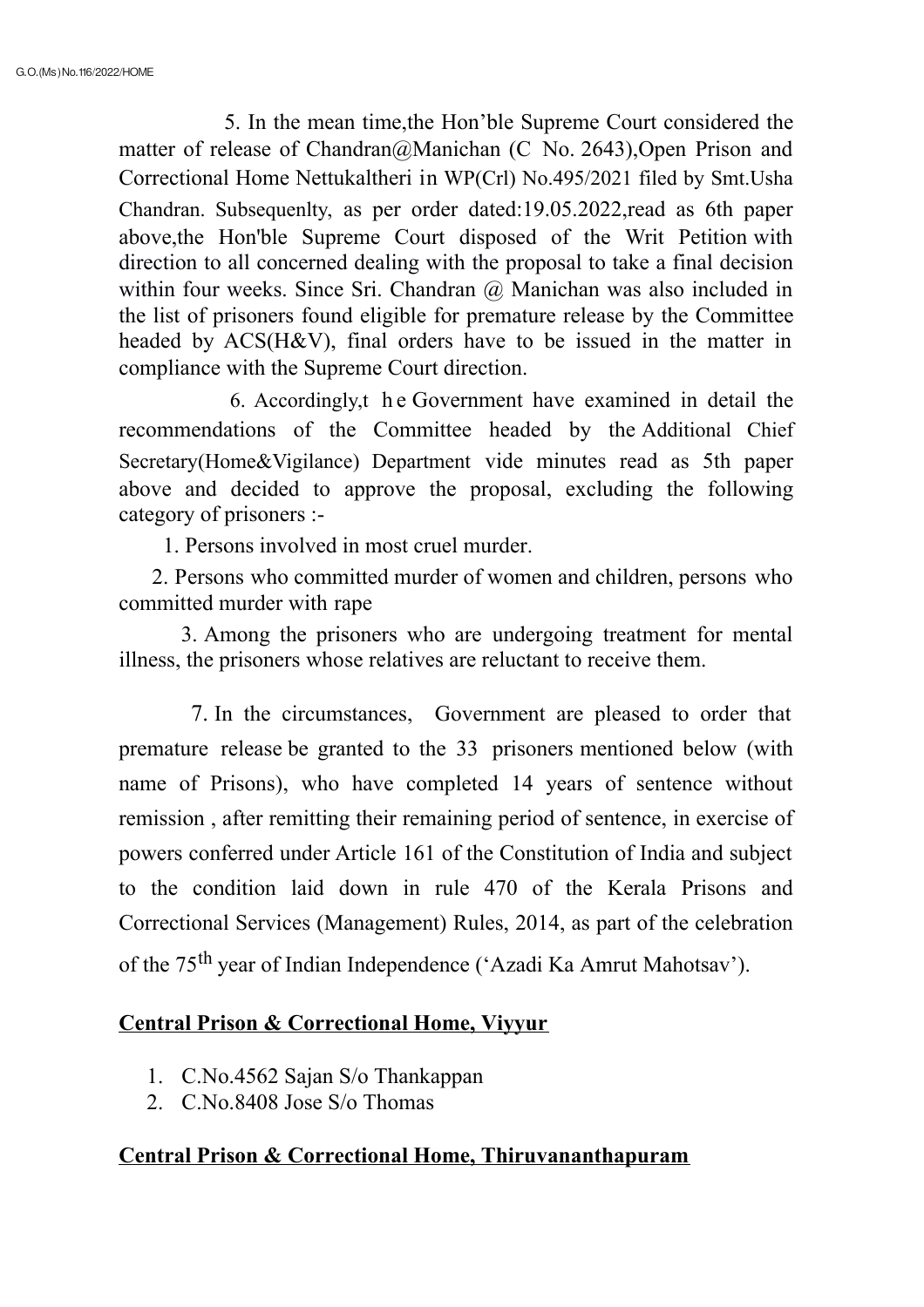5. In the mean time,the Hon'ble Supreme Court considered the matter of release of Chandran@Manichan (C No. 2643),Open Prison and Correctional Home Nettukaltheri in WP(Crl) No.495/2021 filed by Smt.Usha Chandran. Subsequenlty, as per order dated:19.05.2022,read as 6th paper above,the Hon'ble Supreme Court disposed of the Writ Petition with direction to all concerned dealing with the proposal to take a final decision within four weeks. Since Sri. Chandran @ Manichan was also included in the list of prisoners found eligible for premature release by the Committee headed by ACS(H&V), final orders have to be issued in the matter in compliance with the Supreme Court direction.

6. Accordingly,t he Government have examined in detail the recommendations of the Committee headed by the Additional Chief Secretary(Home&Vigilance) Department vide minutes read as 5th paper above and decided to approve the proposal, excluding the following category of prisoners :-

1. Persons involved in most cruel murder.
2. Persons who committed murder of women and children, persons who committed murder with rape
3. Among the prisoners who are undergoing treatment for mental illness, the prisoners whose relatives are reluctant to receive them.

7. In the circumstances, Government are pleased to order that premature release be granted to the 33 prisoners mentioned below (with name of Prisons), who have completed 14 years of sentence without remission , after remitting their remaining period of sentence, in exercise of powers conferred under Article 161 of the Constitution of India and subject to the condition laid down in rule 470 of the Kerala Prisons and Correctional Services (Management) Rules, 2014, as part of the celebration of the 75th year of Indian Independence ('Azadi Ka Amrut Mahotsav').

**<u>Central Prison & Correctional Home, Viyyur</u>**

1. C.No.4562 Sajan S/o Thankappan
2. C.No.8408 Jose S/o Thomas

**<u>Central Prison & Correctional Home, Thiruvananthapuram</u>**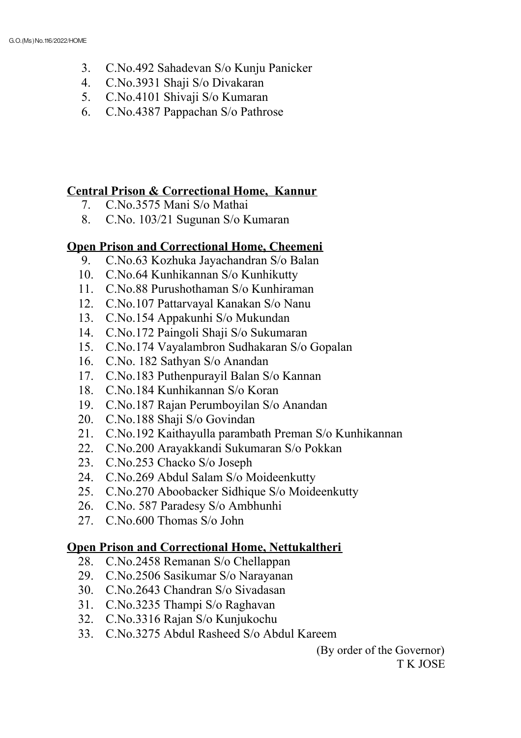3. C.No.492 Sahadevan S/o Kunju Panicker
4. C.No.3931 Shaji S/o Divakaran
5. C.No.4101 Shivaji S/o Kumaran
6. C.No.4387 Pappachan S/o Pathrose

**Central Prison & Correctional Home, Kannur**

7. C.No.3575 Mani S/o Mathai
8. C.No. 103/21 Sugunan S/o Kumaran

**Open Prison and Correctional Home, Cheemeni**

9. C.No.63 Kozhuka Jayachandran S/o Balan
10. C.No.64 Kunhikannan S/o Kunhikutty
11. C.No.88 Purushothaman S/o Kunhiraman
12. C.No.107 Pattarvayal Kanakan S/o Nanu
13. C.No.154 Appakunhi S/o Mukundan
14. C.No.172 Paingoli Shaji S/o Sukumaran
15. C.No.174 Vayalambron Sudhakaran S/o Gopalan
16. C.No. 182 Sathyan S/o Anandan
17. C.No.183 Puthenpurayil Balan S/o Kannan
18. C.No.184 Kunhikannan S/o Koran
19. C.No.187 Rajan Perumboyilan S/o Anandan
20. C.No.188 Shaji S/o Govindan
21. C.No.192 Kaithayulla parambath Preman S/o Kunhikannan
22. C.No.200 Arayakkandi Sukumaran S/o Pokkan
23. C.No.253 Chacko S/o Joseph
24. C.No.269 Abdul Salam S/o Moideenkutty
25. C.No.270 Aboobacker Sidhique S/o Moideenkutty
26. C.No. 587 Paradesy S/o Ambhunhi
27. C.No.600 Thomas S/o John

**Open Prison and Correctional Home, Nettukaltheri**

28. C.No.2458 Remanan S/o Chellappan
29. C.No.2506 Sasikumar S/o Narayanan
30. C.No.2643 Chandran S/o Sivadasan
31. C.No.3235 Thampi S/o Raghavan
32. C.No.3316 Rajan S/o Kunjukochu
33. C.No.3275 Abdul Rasheed S/o Abdul Kareem

(By order of the Governor)

T K JOSE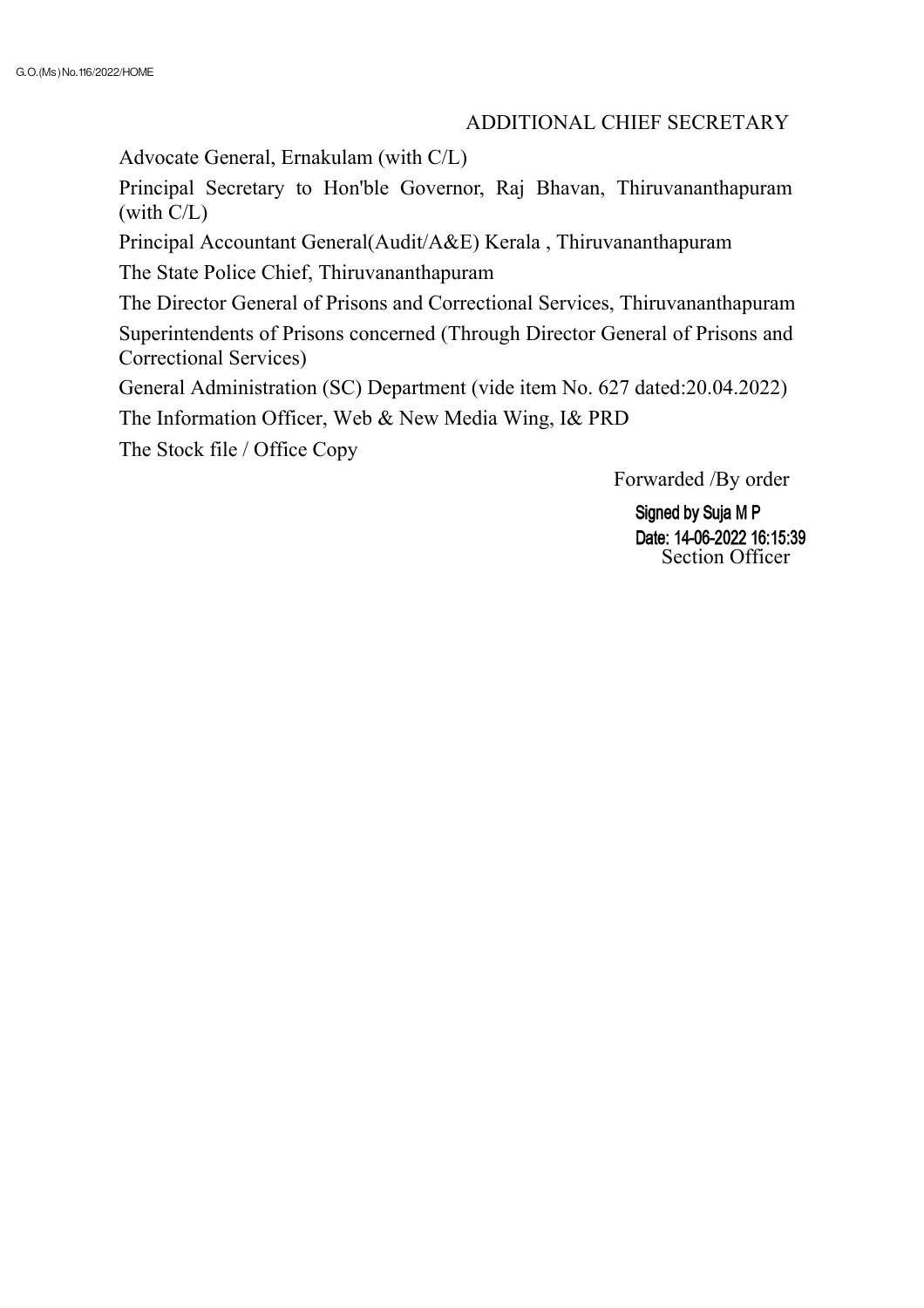ADDITIONAL CHIEF SECRETARY

Advocate General, Ernakulam (with C/L)

Principal Secretary to Hon'ble Governor, Raj Bhavan, Thiruvananthapuram (with C/L)

Principal Accountant General(Audit/A&E) Kerala , Thiruvananthapuram

The State Police Chief, Thiruvananthapuram

The Director General of Prisons and Correctional Services, Thiruvananthapuram

Superintendents of Prisons concerned (Through Director General of Prisons and Correctional Services)

General Administration (SC) Department (vide item No. 627 dated:20.04.2022)

The Information Officer, Web & New Media Wing, I& PRD

The Stock file / Office Copy

Forwarded /By order

Signed by Suja M P
Date: 14-06-2022 16:15:39
Section Officer